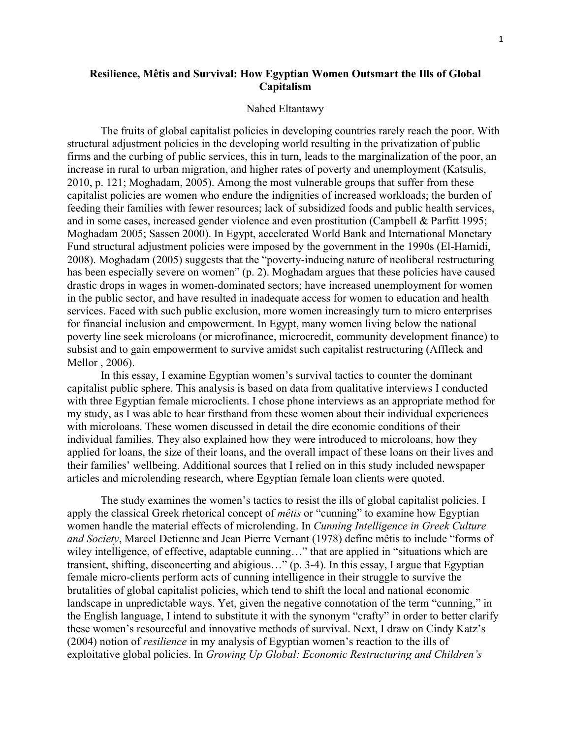# Resilience, Mêtis and Survival: How Egyptian Women Outsmart the Ills of Global Capitalism

Nahed Eltantawy

The fruits of global capitalist policies in developing countries rarely reach the poor. With structural adjustment policies in the developing world resulting in the privatization of public firms and the curbing of public services, this in turn, leads to the marginalization of the poor, an increase in rural to urban migration, and higher rates of poverty and unemployment (Katsulis, 2010, p. 121; Moghadam, 2005). Among the most vulnerable groups that suffer from these capitalist policies are women who endure the indignities of increased workloads; the burden of feeding their families with fewer resources; lack of subsidized foods and public health services, and in some cases, increased gender violence and even prostitution (Campbell & Parfitt 1995; Moghadam 2005; Sassen 2000). In Egypt, accelerated World Bank and International Monetary Fund structural adjustment policies were imposed by the government in the 1990s (El-Hamidi, 2008). Moghadam (2005) suggests that the "poverty-inducing nature of neoliberal restructuring has been especially severe on women" (p. 2). Moghadam argues that these policies have caused drastic drops in wages in women-dominated sectors; have increased unemployment for women in the public sector, and have resulted in inadequate access for women to education and health services. Faced with such public exclusion, more women increasingly turn to micro enterprises for financial inclusion and empowerment. In Egypt, many women living below the national poverty line seek microloans (or microfinance, microcredit, community development finance) to subsist and to gain empowerment to survive amidst such capitalist restructuring (Affleck and Mellor , 2006).

In this essay, I examine Egyptian women's survival tactics to counter the dominant capitalist public sphere. This analysis is based on data from qualitative interviews I conducted with three Egyptian female microclients. I chose phone interviews as an appropriate method for my study, as I was able to hear firsthand from these women about their individual experiences with microloans. These women discussed in detail the dire economic conditions of their individual families. They also explained how they were introduced to microloans, how they applied for loans, the size of their loans, and the overall impact of these loans on their lives and their families' wellbeing. Additional sources that I relied on in this study included newspaper articles and microlending research, where Egyptian female loan clients were quoted.

The study examines the women's tactics to resist the ills of global capitalist policies. I apply the classical Greek rhetorical concept of *mêtis* or "cunning" to examine how Egyptian women handle the material effects of microlending. In *Cunning Intelligence in Greek Culture and Society*, Marcel Detienne and Jean Pierre Vernant (1978) define mêtis to include "forms of wiley intelligence, of effective, adaptable cunning…" that are applied in "situations which are transient, shifting, disconcerting and abigious…" (p. 3-4). In this essay, I argue that Egyptian female micro-clients perform acts of cunning intelligence in their struggle to survive the brutalities of global capitalist policies, which tend to shift the local and national economic landscape in unpredictable ways. Yet, given the negative connotation of the term "cunning," in the English language, I intend to substitute it with the synonym "crafty" in order to better clarify these women's resourceful and innovative methods of survival. Next, I draw on Cindy Katz's (2004) notion of *resilience* in my analysis of Egyptian women's reaction to the ills of exploitative global policies. In *Growing Up Global: Economic Restructuring and Children's*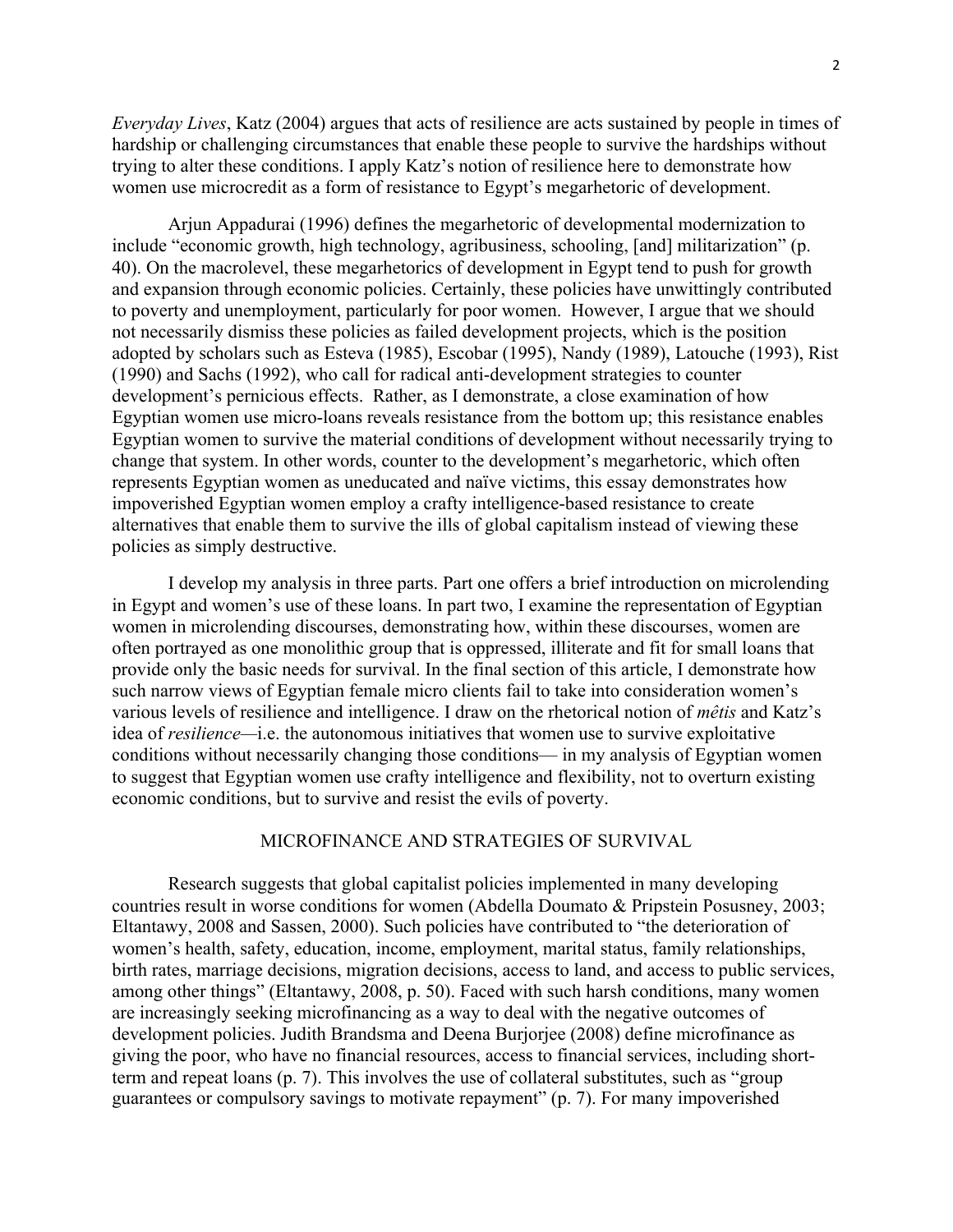*Everyday Lives*, Katz (2004) argues that acts of resilience are acts sustained by people in times of hardship or challenging circumstances that enable these people to survive the hardships without trying to alter these conditions. I apply Katz's notion of resilience here to demonstrate how women use microcredit as a form of resistance to Egypt's megarhetoric of development.

Arjun Appadurai (1996) defines the megarhetoric of developmental modernization to include "economic growth, high technology, agribusiness, schooling, [and] militarization" (p. 40). On the macrolevel, these megarhetorics of development in Egypt tend to push for growth and expansion through economic policies. Certainly, these policies have unwittingly contributed to poverty and unemployment, particularly for poor women. However, I argue that we should not necessarily dismiss these policies as failed development projects, which is the position adopted by scholars such as Esteva (1985), Escobar (1995), Nandy (1989), Latouche (1993), Rist (1990) and Sachs (1992), who call for radical anti-development strategies to counter development's pernicious effects. Rather, as I demonstrate, a close examination of how Egyptian women use micro-loans reveals resistance from the bottom up; this resistance enables Egyptian women to survive the material conditions of development without necessarily trying to change that system. In other words, counter to the development's megarhetoric, which often represents Egyptian women as uneducated and naïve victims, this essay demonstrates how impoverished Egyptian women employ a crafty intelligence-based resistance to create alternatives that enable them to survive the ills of global capitalism instead of viewing these policies as simply destructive.

I develop my analysis in three parts. Part one offers a brief introduction on microlending in Egypt and women's use of these loans. In part two, I examine the representation of Egyptian women in microlending discourses, demonstrating how, within these discourses, women are often portrayed as one monolithic group that is oppressed, illiterate and fit for small loans that provide only the basic needs for survival. In the final section of this article, I demonstrate how such narrow views of Egyptian female micro clients fail to take into consideration women's various levels of resilience and intelligence. I draw on the rhetorical notion of *mêtis* and Katz's idea of *resilience*—i.e. the autonomous initiatives that women use to survive exploitative conditions without necessarily changing those conditions— in my analysis of Egyptian women to suggest that Egyptian women use crafty intelligence and flexibility, not to overturn existing economic conditions, but to survive and resist the evils of poverty.

## MICROFINANCE AND STRATEGIES OF SURVIVAL

Research suggests that global capitalist policies implemented in many developing countries result in worse conditions for women (Abdella Doumato & Pripstein Posusney, 2003; Eltantawy, 2008 and Sassen, 2000). Such policies have contributed to "the deterioration of women's health, safety, education, income, employment, marital status, family relationships, birth rates, marriage decisions, migration decisions, access to land, and access to public services, among other things" (Eltantawy, 2008, p. 50). Faced with such harsh conditions, many women are increasingly seeking microfinancing as a way to deal with the negative outcomes of development policies. Judith Brandsma and Deena Burjorjee (2008) define microfinance as giving the poor, who have no financial resources, access to financial services, including short-term and repeat loans (p. 7). This involves the use of collateral substitutes, such as "group guarantees or compulsory savings to motivate repayment" (p. 7). For many impoverished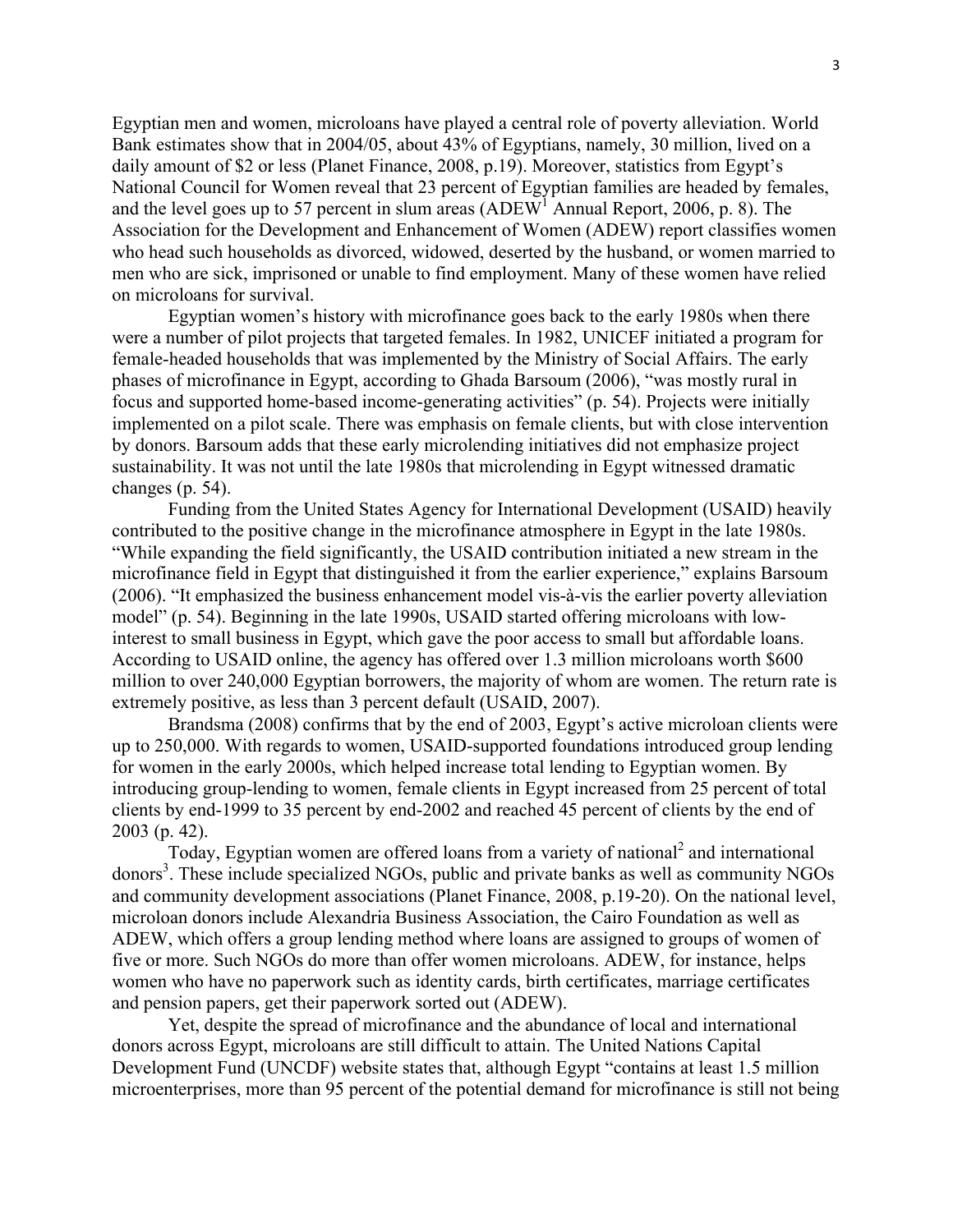Egyptian men and women, microloans have played a central role of poverty alleviation. World Bank estimates show that in 2004/05, about 43% of Egyptians, namely, 30 million, lived on a daily amount of $2 or less (Planet Finance, 2008, p.19). Moreover, statistics from Egypt's National Council for Women reveal that 23 percent of Egyptian families are headed by females, and the level goes up to 57 percent in slum areas (ADEW[1] Annual Report, 2006, p. 8). The Association for the Development and Enhancement of Women (ADEW) report classifies women who head such households as divorced, widowed, deserted by the husband, or women married to men who are sick, imprisoned or unable to find employment. Many of these women have relied on microloans for survival.

Egyptian women's history with microfinance goes back to the early 1980s when there were a number of pilot projects that targeted females. In 1982, UNICEF initiated a program for female-headed households that was implemented by the Ministry of Social Affairs. The early phases of microfinance in Egypt, according to Ghada Barsoum (2006), "was mostly rural in focus and supported home-based income-generating activities" (p. 54). Projects were initially implemented on a pilot scale. There was emphasis on female clients, but with close intervention by donors. Barsoum adds that these early microlending initiatives did not emphasize project sustainability. It was not until the late 1980s that microlending in Egypt witnessed dramatic changes (p. 54).

Funding from the United States Agency for International Development (USAID) heavily contributed to the positive change in the microfinance atmosphere in Egypt in the late 1980s. "While expanding the field significantly, the USAID contribution initiated a new stream in the microfinance field in Egypt that distinguished it from the earlier experience," explains Barsoum (2006). "It emphasized the business enhancement model vis-à-vis the earlier poverty alleviation model" (p. 54). Beginning in the late 1990s, USAID started offering microloans with low-interest to small business in Egypt, which gave the poor access to small but affordable loans. According to USAID online, the agency has offered over 1.3 million microloans worth $600 million to over 240,000 Egyptian borrowers, the majority of whom are women. The return rate is extremely positive, as less than 3 percent default (USAID, 2007).

Brandsma (2008) confirms that by the end of 2003, Egypt's active microloan clients were up to 250,000. With regards to women, USAID-supported foundations introduced group lending for women in the early 2000s, which helped increase total lending to Egyptian women. By introducing group-lending to women, female clients in Egypt increased from 25 percent of total clients by end-1999 to 35 percent by end-2002 and reached 45 percent of clients by the end of 2003 (p. 42).

Today, Egyptian women are offered loans from a variety of national[2] and international donors[3]. These include specialized NGOs, public and private banks as well as community NGOs and community development associations (Planet Finance, 2008, p.19-20). On the national level, microloan donors include Alexandria Business Association, the Cairo Foundation as well as ADEW, which offers a group lending method where loans are assigned to groups of women of five or more. Such NGOs do more than offer women microloans. ADEW, for instance, helps women who have no paperwork such as identity cards, birth certificates, marriage certificates and pension papers, get their paperwork sorted out (ADEW).

Yet, despite the spread of microfinance and the abundance of local and international donors across Egypt, microloans are still difficult to attain. The United Nations Capital Development Fund (UNCDF) website states that, although Egypt "contains at least 1.5 million microenterprises, more than 95 percent of the potential demand for microfinance is still not being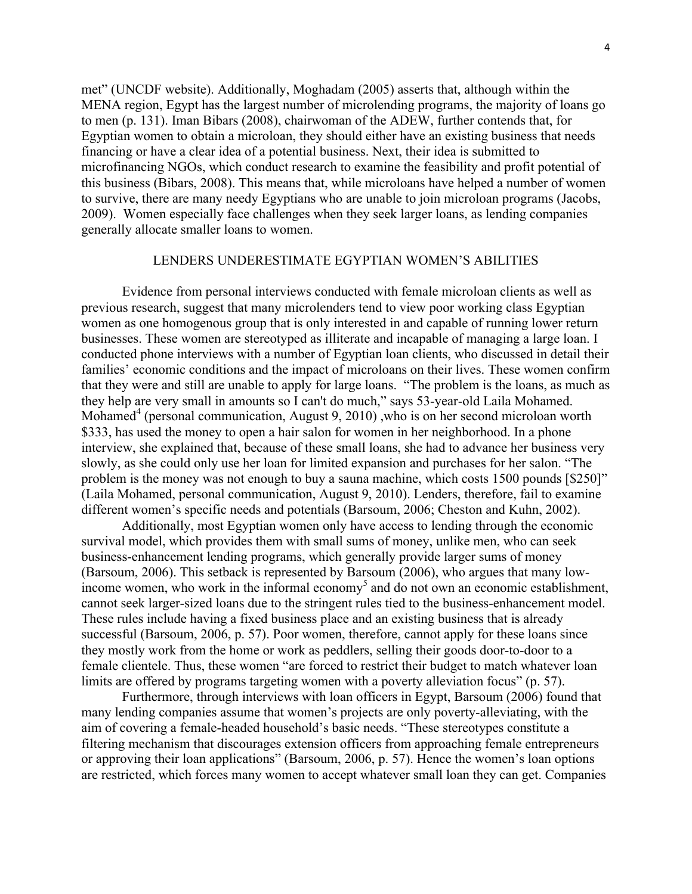met" (UNCDF website). Additionally, Moghadam (2005) asserts that, although within the MENA region, Egypt has the largest number of microlending programs, the majority of loans go to men (p. 131). Iman Bibars (2008), chairwoman of the ADEW, further contends that, for Egyptian women to obtain a microloan, they should either have an existing business that needs financing or have a clear idea of a potential business. Next, their idea is submitted to microfinancing NGOs, which conduct research to examine the feasibility and profit potential of this business (Bibars, 2008). This means that, while microloans have helped a number of women to survive, there are many needy Egyptians who are unable to join microloan programs (Jacobs, 2009). Women especially face challenges when they seek larger loans, as lending companies generally allocate smaller loans to women.

## LENDERS UNDERESTIMATE EGYPTIAN WOMEN'S ABILITIES

Evidence from personal interviews conducted with female microloan clients as well as previous research, suggest that many microlenders tend to view poor working class Egyptian women as one homogenous group that is only interested in and capable of running lower return businesses. These women are stereotyped as illiterate and incapable of managing a large loan. I conducted phone interviews with a number of Egyptian loan clients, who discussed in detail their families' economic conditions and the impact of microloans on their lives. These women confirm that they were and still are unable to apply for large loans. "The problem is the loans, as much as they help are very small in amounts so I can't do much," says 53-year-old Laila Mohamed. Mohamed[4] (personal communication, August 9, 2010) ,who is on her second microloan worth $333, has used the money to open a hair salon for women in her neighborhood. In a phone interview, she explained that, because of these small loans, she had to advance her business very slowly, as she could only use her loan for limited expansion and purchases for her salon. "The problem is the money was not enough to buy a sauna machine, which costs 1500 pounds [$250]" (Laila Mohamed, personal communication, August 9, 2010). Lenders, therefore, fail to examine different women's specific needs and potentials (Barsoum, 2006; Cheston and Kuhn, 2002).

Additionally, most Egyptian women only have access to lending through the economic survival model, which provides them with small sums of money, unlike men, who can seek business-enhancement lending programs, which generally provide larger sums of money (Barsoum, 2006). This setback is represented by Barsoum (2006), who argues that many low-income women, who work in the informal economy[5] and do not own an economic establishment, cannot seek larger-sized loans due to the stringent rules tied to the business-enhancement model. These rules include having a fixed business place and an existing business that is already successful (Barsoum, 2006, p. 57). Poor women, therefore, cannot apply for these loans since they mostly work from the home or work as peddlers, selling their goods door-to-door to a female clientele. Thus, these women "are forced to restrict their budget to match whatever loan limits are offered by programs targeting women with a poverty alleviation focus" (p. 57).

Furthermore, through interviews with loan officers in Egypt, Barsoum (2006) found that many lending companies assume that women's projects are only poverty-alleviating, with the aim of covering a female-headed household's basic needs. "These stereotypes constitute a filtering mechanism that discourages extension officers from approaching female entrepreneurs or approving their loan applications" (Barsoum, 2006, p. 57). Hence the women's loan options are restricted, which forces many women to accept whatever small loan they can get. Companies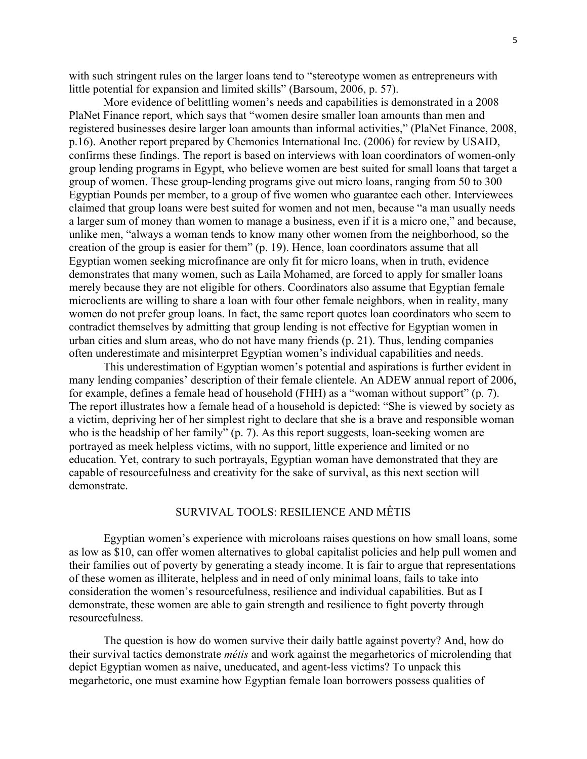with such stringent rules on the larger loans tend to "stereotype women as entrepreneurs with little potential for expansion and limited skills" (Barsoum, 2006, p. 57).

More evidence of belittling women's needs and capabilities is demonstrated in a 2008 PlaNet Finance report, which says that "women desire smaller loan amounts than men and registered businesses desire larger loan amounts than informal activities," (PlaNet Finance, 2008, p.16). Another report prepared by Chemonics International Inc. (2006) for review by USAID, confirms these findings. The report is based on interviews with loan coordinators of women-only group lending programs in Egypt, who believe women are best suited for small loans that target a group of women. These group-lending programs give out micro loans, ranging from 50 to 300 Egyptian Pounds per member, to a group of five women who guarantee each other. Interviewees claimed that group loans were best suited for women and not men, because "a man usually needs a larger sum of money than women to manage a business, even if it is a micro one," and because, unlike men, "always a woman tends to know many other women from the neighborhood, so the creation of the group is easier for them" (p. 19). Hence, loan coordinators assume that all Egyptian women seeking microfinance are only fit for micro loans, when in truth, evidence demonstrates that many women, such as Laila Mohamed, are forced to apply for smaller loans merely because they are not eligible for others. Coordinators also assume that Egyptian female microclients are willing to share a loan with four other female neighbors, when in reality, many women do not prefer group loans. In fact, the same report quotes loan coordinators who seem to contradict themselves by admitting that group lending is not effective for Egyptian women in urban cities and slum areas, who do not have many friends (p. 21). Thus, lending companies often underestimate and misinterpret Egyptian women's individual capabilities and needs.

This underestimation of Egyptian women's potential and aspirations is further evident in many lending companies' description of their female clientele. An ADEW annual report of 2006, for example, defines a female head of household (FHH) as a "woman without support" (p. 7). The report illustrates how a female head of a household is depicted: "She is viewed by society as a victim, depriving her of her simplest right to declare that she is a brave and responsible woman who is the headship of her family" (p. 7). As this report suggests, loan-seeking women are portrayed as meek helpless victims, with no support, little experience and limited or no education. Yet, contrary to such portrayals, Egyptian woman have demonstrated that they are capable of resourcefulness and creativity for the sake of survival, as this next section will demonstrate.

## SURVIVAL TOOLS: RESILIENCE AND MÊTIS

Egyptian women's experience with microloans raises questions on how small loans, some as low as $10, can offer women alternatives to global capitalist policies and help pull women and their families out of poverty by generating a steady income. It is fair to argue that representations of these women as illiterate, helpless and in need of only minimal loans, fails to take into consideration the women's resourcefulness, resilience and individual capabilities. But as I demonstrate, these women are able to gain strength and resilience to fight poverty through resourcefulness.

The question is how do women survive their daily battle against poverty? And, how do their survival tactics demonstrate *métis* and work against the megarhetorics of microlending that depict Egyptian women as naive, uneducated, and agent-less victims? To unpack this megarhetoric, one must examine how Egyptian female loan borrowers possess qualities of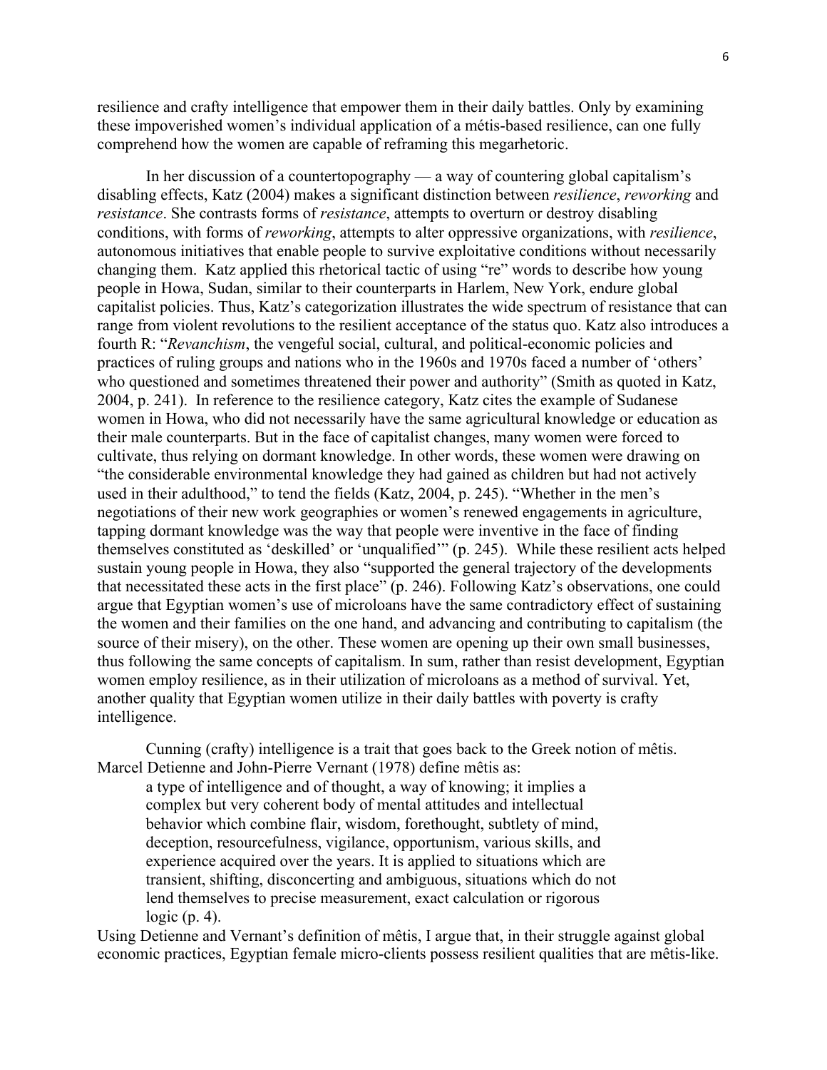resilience and crafty intelligence that empower them in their daily battles. Only by examining these impoverished women's individual application of a métis-based resilience, can one fully comprehend how the women are capable of reframing this megarhetoric.

In her discussion of a countertopography — a way of countering global capitalism's disabling effects, Katz (2004) makes a significant distinction between *resilience*, *reworking* and *resistance*. She contrasts forms of *resistance*, attempts to overturn or destroy disabling conditions, with forms of *reworking*, attempts to alter oppressive organizations, with *resilience*, autonomous initiatives that enable people to survive exploitative conditions without necessarily changing them. Katz applied this rhetorical tactic of using "re" words to describe how young people in Howa, Sudan, similar to their counterparts in Harlem, New York, endure global capitalist policies. Thus, Katz's categorization illustrates the wide spectrum of resistance that can range from violent revolutions to the resilient acceptance of the status quo. Katz also introduces a fourth R: "*Revanchism*, the vengeful social, cultural, and political-economic policies and practices of ruling groups and nations who in the 1960s and 1970s faced a number of 'others' who questioned and sometimes threatened their power and authority" (Smith as quoted in Katz, 2004, p. 241). In reference to the resilience category, Katz cites the example of Sudanese women in Howa, who did not necessarily have the same agricultural knowledge or education as their male counterparts. But in the face of capitalist changes, many women were forced to cultivate, thus relying on dormant knowledge. In other words, these women were drawing on "the considerable environmental knowledge they had gained as children but had not actively used in their adulthood," to tend the fields (Katz, 2004, p. 245). "Whether in the men's negotiations of their new work geographies or women's renewed engagements in agriculture, tapping dormant knowledge was the way that people were inventive in the face of finding themselves constituted as 'deskilled' or 'unqualified'" (p. 245). While these resilient acts helped sustain young people in Howa, they also "supported the general trajectory of the developments that necessitated these acts in the first place" (p. 246). Following Katz's observations, one could argue that Egyptian women's use of microloans have the same contradictory effect of sustaining the women and their families on the one hand, and advancing and contributing to capitalism (the source of their misery), on the other. These women are opening up their own small businesses, thus following the same concepts of capitalism. In sum, rather than resist development, Egyptian women employ resilience, as in their utilization of microloans as a method of survival. Yet, another quality that Egyptian women utilize in their daily battles with poverty is crafty intelligence.

Cunning (crafty) intelligence is a trait that goes back to the Greek notion of mêtis. Marcel Detienne and John-Pierre Vernant (1978) define mêtis as:

> a type of intelligence and of thought, a way of knowing; it implies a complex but very coherent body of mental attitudes and intellectual behavior which combine flair, wisdom, forethought, subtlety of mind, deception, resourcefulness, vigilance, opportunism, various skills, and experience acquired over the years. It is applied to situations which are transient, shifting, disconcerting and ambiguous, situations which do not lend themselves to precise measurement, exact calculation or rigorous logic (p. 4).

Using Detienne and Vernant's definition of mêtis, I argue that, in their struggle against global economic practices, Egyptian female micro-clients possess resilient qualities that are mêtis-like.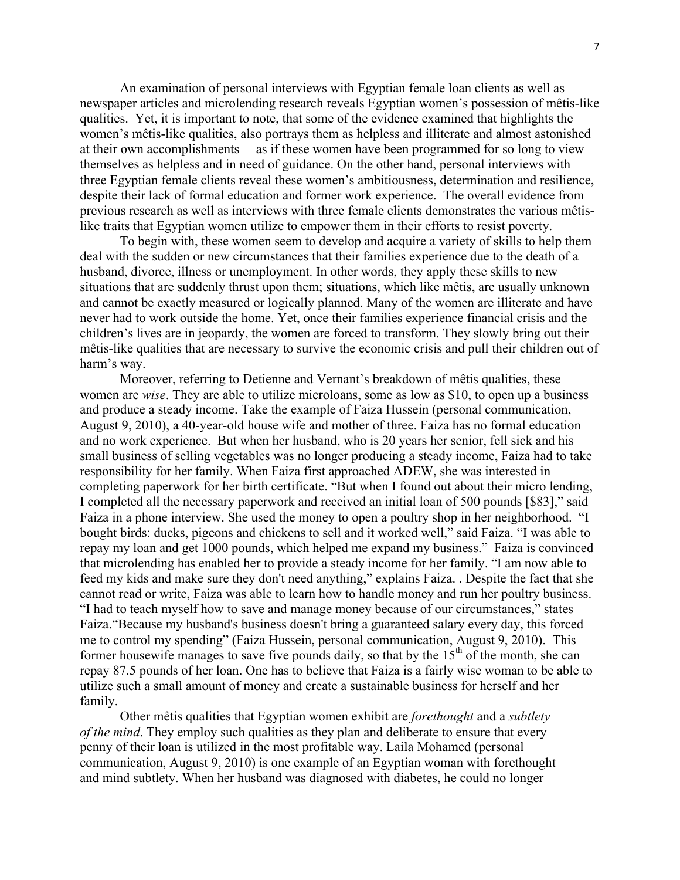An examination of personal interviews with Egyptian female loan clients as well as newspaper articles and microlending research reveals Egyptian women's possession of mêtis-like qualities. Yet, it is important to note, that some of the evidence examined that highlights the women's mêtis-like qualities, also portrays them as helpless and illiterate and almost astonished at their own accomplishments— as if these women have been programmed for so long to view themselves as helpless and in need of guidance. On the other hand, personal interviews with three Egyptian female clients reveal these women's ambitiousness, determination and resilience, despite their lack of formal education and former work experience. The overall evidence from previous research as well as interviews with three female clients demonstrates the various mêtis-like traits that Egyptian women utilize to empower them in their efforts to resist poverty.

To begin with, these women seem to develop and acquire a variety of skills to help them deal with the sudden or new circumstances that their families experience due to the death of a husband, divorce, illness or unemployment. In other words, they apply these skills to new situations that are suddenly thrust upon them; situations, which like mêtis, are usually unknown and cannot be exactly measured or logically planned. Many of the women are illiterate and have never had to work outside the home. Yet, once their families experience financial crisis and the children's lives are in jeopardy, the women are forced to transform. They slowly bring out their mêtis-like qualities that are necessary to survive the economic crisis and pull their children out of harm's way.

Moreover, referring to Detienne and Vernant's breakdown of mêtis qualities, these women are *wise*. They are able to utilize microloans, some as low as $10, to open up a business and produce a steady income. Take the example of Faiza Hussein (personal communication, August 9, 2010), a 40-year-old house wife and mother of three. Faiza has no formal education and no work experience. But when her husband, who is 20 years her senior, fell sick and his small business of selling vegetables was no longer producing a steady income, Faiza had to take responsibility for her family. When Faiza first approached ADEW, she was interested in completing paperwork for her birth certificate. "But when I found out about their micro lending, I completed all the necessary paperwork and received an initial loan of 500 pounds [$83]," said Faiza in a phone interview. She used the money to open a poultry shop in her neighborhood. "I bought birds: ducks, pigeons and chickens to sell and it worked well," said Faiza. "I was able to repay my loan and get 1000 pounds, which helped me expand my business." Faiza is convinced that microlending has enabled her to provide a steady income for her family. "I am now able to feed my kids and make sure they don't need anything," explains Faiza. . Despite the fact that she cannot read or write, Faiza was able to learn how to handle money and run her poultry business. "I had to teach myself how to save and manage money because of our circumstances," states Faiza."Because my husband's business doesn't bring a guaranteed salary every day, this forced me to control my spending" (Faiza Hussein, personal communication, August 9, 2010). This former housewife manages to save five pounds daily, so that by the 15th of the month, she can repay 87.5 pounds of her loan. One has to believe that Faiza is a fairly wise woman to be able to utilize such a small amount of money and create a sustainable business for herself and her family.

Other mêtis qualities that Egyptian women exhibit are *forethought* and a *subtlety of the mind*. They employ such qualities as they plan and deliberate to ensure that every penny of their loan is utilized in the most profitable way. Laila Mohamed (personal communication, August 9, 2010) is one example of an Egyptian woman with forethought and mind subtlety. When her husband was diagnosed with diabetes, he could no longer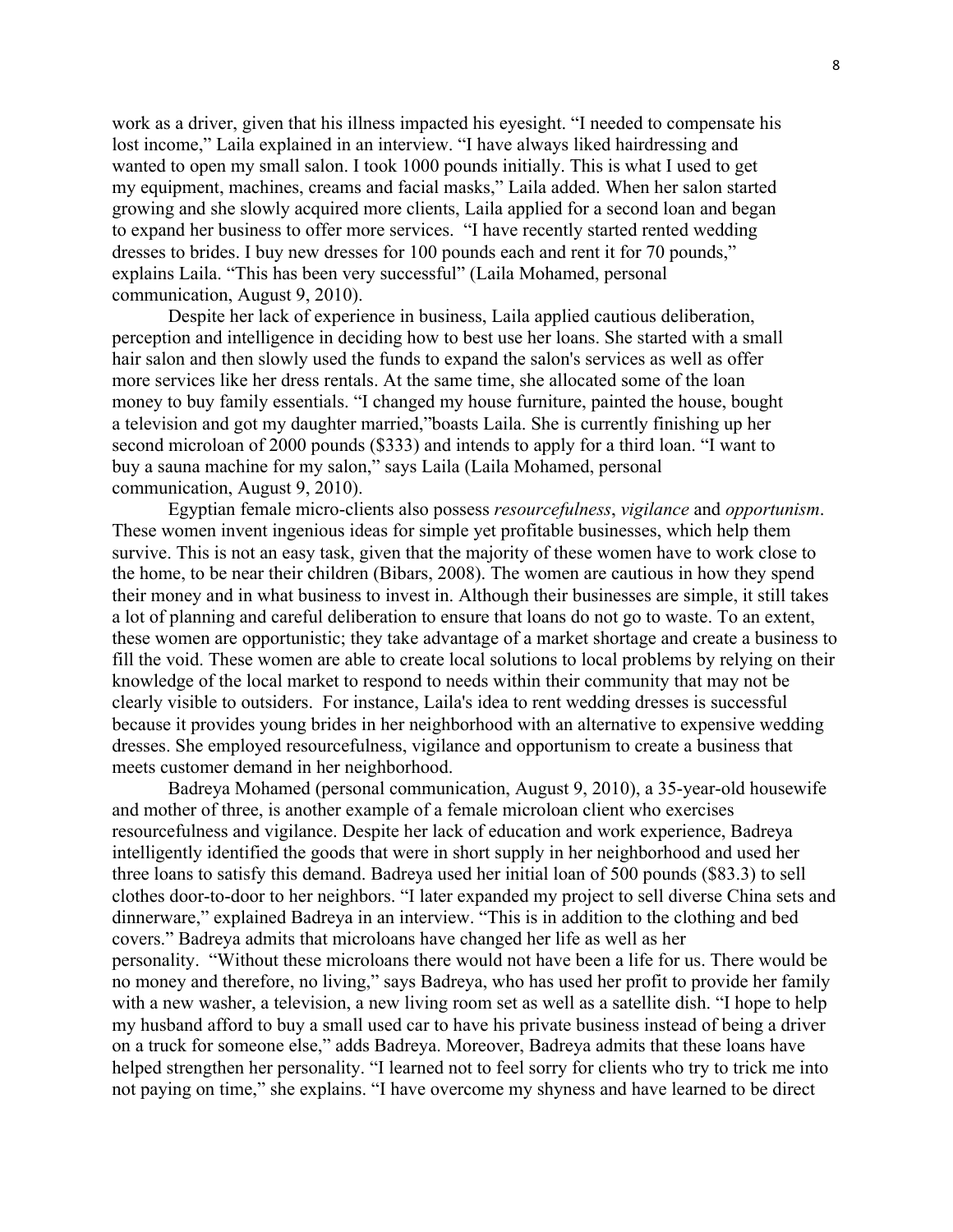work as a driver, given that his illness impacted his eyesight. "I needed to compensate his lost income," Laila explained in an interview. "I have always liked hairdressing and wanted to open my small salon. I took 1000 pounds initially. This is what I used to get my equipment, machines, creams and facial masks," Laila added. When her salon started growing and she slowly acquired more clients, Laila applied for a second loan and began to expand her business to offer more services. "I have recently started rented wedding dresses to brides. I buy new dresses for 100 pounds each and rent it for 70 pounds," explains Laila. "This has been very successful" (Laila Mohamed, personal communication, August 9, 2010).

Despite her lack of experience in business, Laila applied cautious deliberation, perception and intelligence in deciding how to best use her loans. She started with a small hair salon and then slowly used the funds to expand the salon's services as well as offer more services like her dress rentals. At the same time, she allocated some of the loan money to buy family essentials. "I changed my house furniture, painted the house, bought a television and got my daughter married,"boasts Laila. She is currently finishing up her second microloan of 2000 pounds ($333) and intends to apply for a third loan. "I want to buy a sauna machine for my salon," says Laila (Laila Mohamed, personal communication, August 9, 2010).

Egyptian female micro-clients also possess *resourcefulness*, *vigilance* and *opportunism*. These women invent ingenious ideas for simple yet profitable businesses, which help them survive. This is not an easy task, given that the majority of these women have to work close to the home, to be near their children (Bibars, 2008). The women are cautious in how they spend their money and in what business to invest in. Although their businesses are simple, it still takes a lot of planning and careful deliberation to ensure that loans do not go to waste. To an extent, these women are opportunistic; they take advantage of a market shortage and create a business to fill the void. These women are able to create local solutions to local problems by relying on their knowledge of the local market to respond to needs within their community that may not be clearly visible to outsiders. For instance, Laila's idea to rent wedding dresses is successful because it provides young brides in her neighborhood with an alternative to expensive wedding dresses. She employed resourcefulness, vigilance and opportunism to create a business that meets customer demand in her neighborhood.

Badreya Mohamed (personal communication, August 9, 2010), a 35-year-old housewife and mother of three, is another example of a female microloan client who exercises resourcefulness and vigilance. Despite her lack of education and work experience, Badreya intelligently identified the goods that were in short supply in her neighborhood and used her three loans to satisfy this demand. Badreya used her initial loan of 500 pounds ($83.3) to sell clothes door-to-door to her neighbors. "I later expanded my project to sell diverse China sets and dinnerware," explained Badreya in an interview. "This is in addition to the clothing and bed covers." Badreya admits that microloans have changed her life as well as her personality. "Without these microloans there would not have been a life for us. There would be no money and therefore, no living," says Badreya, who has used her profit to provide her family with a new washer, a television, a new living room set as well as a satellite dish. "I hope to help my husband afford to buy a small used car to have his private business instead of being a driver on a truck for someone else," adds Badreya. Moreover, Badreya admits that these loans have helped strengthen her personality. "I learned not to feel sorry for clients who try to trick me into not paying on time," she explains. "I have overcome my shyness and have learned to be direct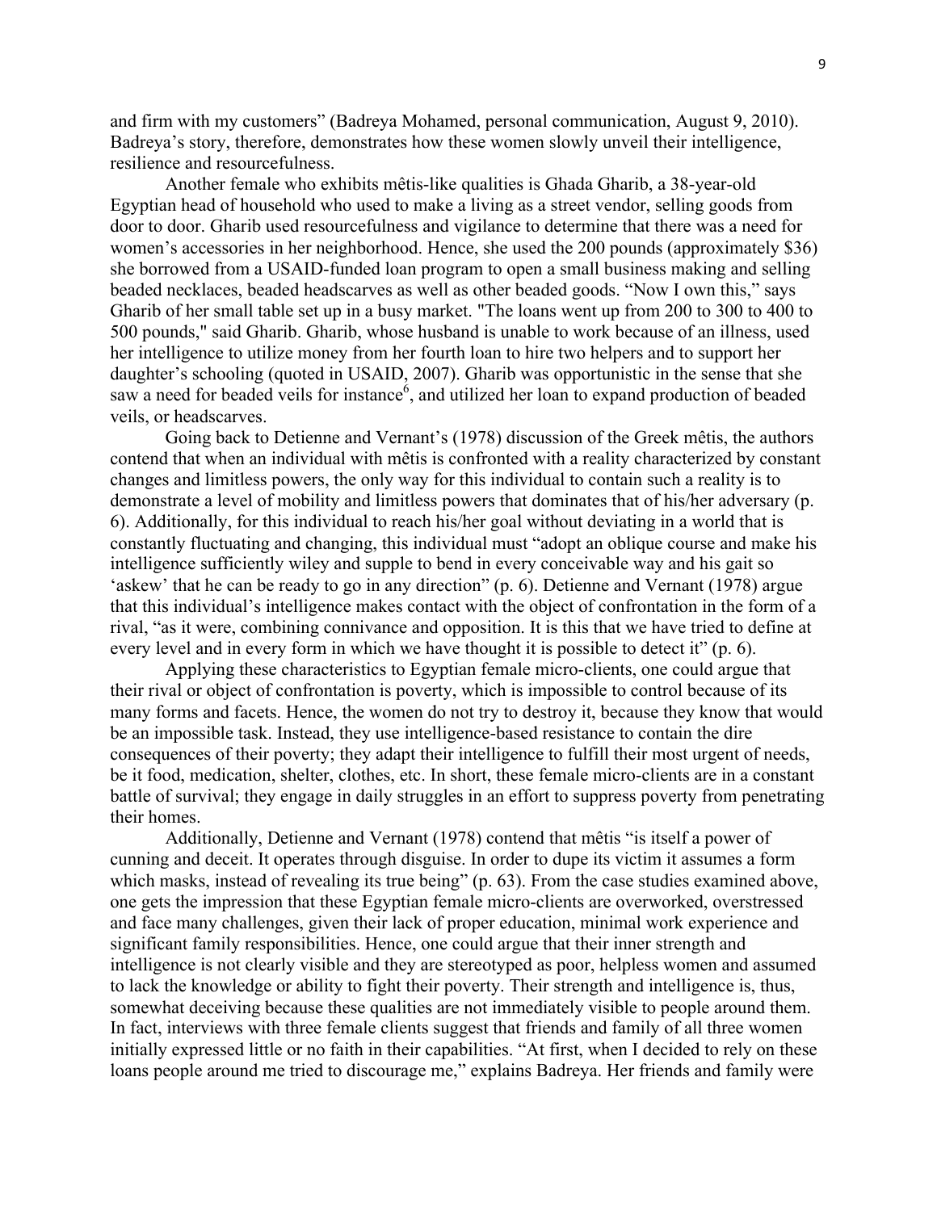and firm with my customers" (Badreya Mohamed, personal communication, August 9, 2010). Badreya's story, therefore, demonstrates how these women slowly unveil their intelligence, resilience and resourcefulness.

Another female who exhibits mêtis-like qualities is Ghada Gharib, a 38-year-old Egyptian head of household who used to make a living as a street vendor, selling goods from door to door. Gharib used resourcefulness and vigilance to determine that there was a need for women's accessories in her neighborhood. Hence, she used the 200 pounds (approximately $36) she borrowed from a USAID-funded loan program to open a small business making and selling beaded necklaces, beaded headscarves as well as other beaded goods. "Now I own this," says Gharib of her small table set up in a busy market. "The loans went up from 200 to 300 to 400 to 500 pounds," said Gharib. Gharib, whose husband is unable to work because of an illness, used her intelligence to utilize money from her fourth loan to hire two helpers and to support her daughter's schooling (quoted in USAID, 2007). Gharib was opportunistic in the sense that she saw a need for beaded veils for instance[6], and utilized her loan to expand production of beaded veils, or headscarves.

Going back to Detienne and Vernant's (1978) discussion of the Greek mêtis, the authors contend that when an individual with mêtis is confronted with a reality characterized by constant changes and limitless powers, the only way for this individual to contain such a reality is to demonstrate a level of mobility and limitless powers that dominates that of his/her adversary (p. 6). Additionally, for this individual to reach his/her goal without deviating in a world that is constantly fluctuating and changing, this individual must "adopt an oblique course and make his intelligence sufficiently wiley and supple to bend in every conceivable way and his gait so 'askew' that he can be ready to go in any direction" (p. 6). Detienne and Vernant (1978) argue that this individual's intelligence makes contact with the object of confrontation in the form of a rival, "as it were, combining connivance and opposition. It is this that we have tried to define at every level and in every form in which we have thought it is possible to detect it" (p. 6).

Applying these characteristics to Egyptian female micro-clients, one could argue that their rival or object of confrontation is poverty, which is impossible to control because of its many forms and facets. Hence, the women do not try to destroy it, because they know that would be an impossible task. Instead, they use intelligence-based resistance to contain the dire consequences of their poverty; they adapt their intelligence to fulfill their most urgent of needs, be it food, medication, shelter, clothes, etc. In short, these female micro-clients are in a constant battle of survival; they engage in daily struggles in an effort to suppress poverty from penetrating their homes.

Additionally, Detienne and Vernant (1978) contend that mêtis "is itself a power of cunning and deceit. It operates through disguise. In order to dupe its victim it assumes a form which masks, instead of revealing its true being" (p. 63). From the case studies examined above, one gets the impression that these Egyptian female micro-clients are overworked, overstressed and face many challenges, given their lack of proper education, minimal work experience and significant family responsibilities. Hence, one could argue that their inner strength and intelligence is not clearly visible and they are stereotyped as poor, helpless women and assumed to lack the knowledge or ability to fight their poverty. Their strength and intelligence is, thus, somewhat deceiving because these qualities are not immediately visible to people around them. In fact, interviews with three female clients suggest that friends and family of all three women initially expressed little or no faith in their capabilities. "At first, when I decided to rely on these loans people around me tried to discourage me," explains Badreya. Her friends and family were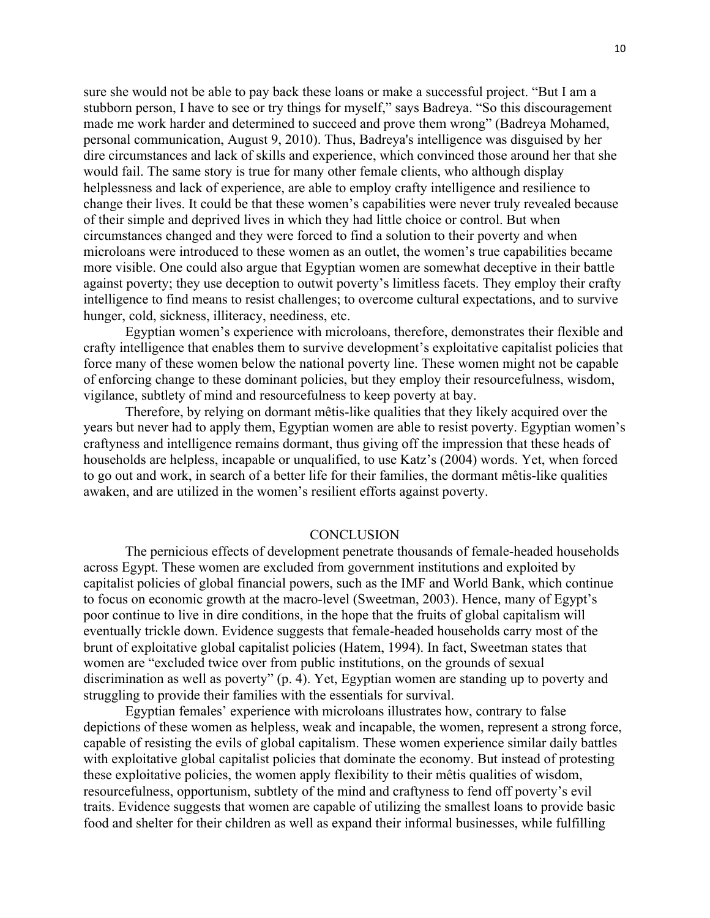sure she would not be able to pay back these loans or make a successful project. "But I am a stubborn person, I have to see or try things for myself," says Badreya. "So this discouragement made me work harder and determined to succeed and prove them wrong" (Badreya Mohamed, personal communication, August 9, 2010). Thus, Badreya's intelligence was disguised by her dire circumstances and lack of skills and experience, which convinced those around her that she would fail. The same story is true for many other female clients, who although display helplessness and lack of experience, are able to employ crafty intelligence and resilience to change their lives. It could be that these women's capabilities were never truly revealed because of their simple and deprived lives in which they had little choice or control. But when circumstances changed and they were forced to find a solution to their poverty and when microloans were introduced to these women as an outlet, the women's true capabilities became more visible. One could also argue that Egyptian women are somewhat deceptive in their battle against poverty; they use deception to outwit poverty's limitless facets. They employ their crafty intelligence to find means to resist challenges; to overcome cultural expectations, and to survive hunger, cold, sickness, illiteracy, neediness, etc.

Egyptian women's experience with microloans, therefore, demonstrates their flexible and crafty intelligence that enables them to survive development's exploitative capitalist policies that force many of these women below the national poverty line. These women might not be capable of enforcing change to these dominant policies, but they employ their resourcefulness, wisdom, vigilance, subtlety of mind and resourcefulness to keep poverty at bay.

Therefore, by relying on dormant mêtis-like qualities that they likely acquired over the years but never had to apply them, Egyptian women are able to resist poverty. Egyptian women's craftyness and intelligence remains dormant, thus giving off the impression that these heads of households are helpless, incapable or unqualified, to use Katz's (2004) words. Yet, when forced to go out and work, in search of a better life for their families, the dormant mêtis-like qualities awaken, and are utilized in the women's resilient efforts against poverty.

## CONCLUSION

The pernicious effects of development penetrate thousands of female-headed households across Egypt. These women are excluded from government institutions and exploited by capitalist policies of global financial powers, such as the IMF and World Bank, which continue to focus on economic growth at the macro-level (Sweetman, 2003). Hence, many of Egypt's poor continue to live in dire conditions, in the hope that the fruits of global capitalism will eventually trickle down. Evidence suggests that female-headed households carry most of the brunt of exploitative global capitalist policies (Hatem, 1994). In fact, Sweetman states that women are "excluded twice over from public institutions, on the grounds of sexual discrimination as well as poverty" (p. 4). Yet, Egyptian women are standing up to poverty and struggling to provide their families with the essentials for survival.

Egyptian females' experience with microloans illustrates how, contrary to false depictions of these women as helpless, weak and incapable, the women, represent a strong force, capable of resisting the evils of global capitalism. These women experience similar daily battles with exploitative global capitalist policies that dominate the economy. But instead of protesting these exploitative policies, the women apply flexibility to their mêtis qualities of wisdom, resourcefulness, opportunism, subtlety of the mind and craftyness to fend off poverty's evil traits. Evidence suggests that women are capable of utilizing the smallest loans to provide basic food and shelter for their children as well as expand their informal businesses, while fulfilling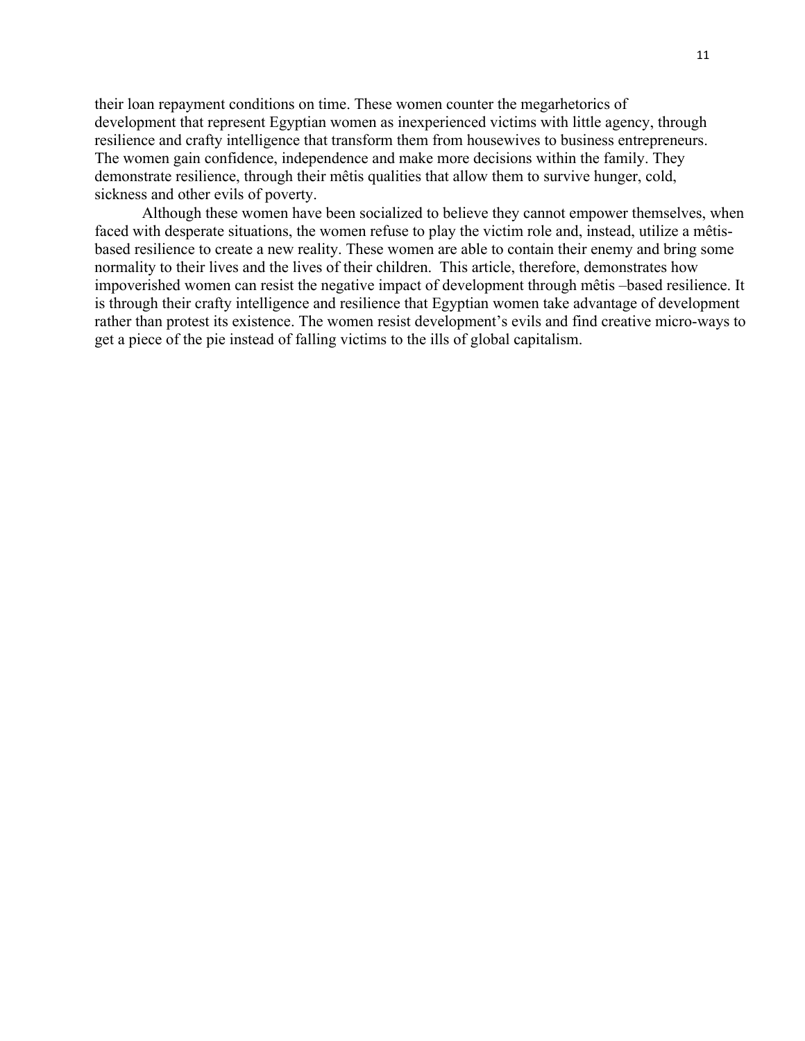their loan repayment conditions on time. These women counter the megarhetorics of development that represent Egyptian women as inexperienced victims with little agency, through resilience and crafty intelligence that transform them from housewives to business entrepreneurs. The women gain confidence, independence and make more decisions within the family. They demonstrate resilience, through their mêtis qualities that allow them to survive hunger, cold, sickness and other evils of poverty.

Although these women have been socialized to believe they cannot empower themselves, when faced with desperate situations, the women refuse to play the victim role and, instead, utilize a mêtis-based resilience to create a new reality. These women are able to contain their enemy and bring some normality to their lives and the lives of their children. This article, therefore, demonstrates how impoverished women can resist the negative impact of development through mêtis –based resilience. It is through their crafty intelligence and resilience that Egyptian women take advantage of development rather than protest its existence. The women resist development's evils and find creative micro-ways to get a piece of the pie instead of falling victims to the ills of global capitalism.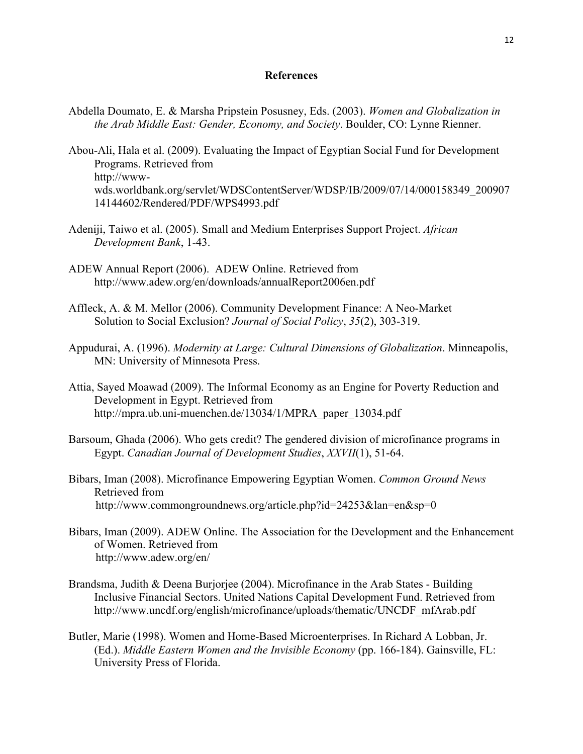## References

Abdella Doumato, E. & Marsha Pripstein Posusney, Eds. (2003). *Women and Globalization in the Arab Middle East: Gender, Economy, and Society*. Boulder, CO: Lynne Rienner.

Abou-Ali, Hala et al. (2009). Evaluating the Impact of Egyptian Social Fund for Development Programs. Retrieved from http://www-wds.worldbank.org/servlet/WDSContentServer/WDSP/IB/2009/07/14/000158349_20090714144602/Rendered/PDF/WPS4993.pdf

Adeniji, Taiwo et al. (2005). Small and Medium Enterprises Support Project. *African Development Bank*, 1-43.

ADEW Annual Report (2006). ADEW Online. Retrieved from http://www.adew.org/en/downloads/annualReport2006en.pdf

Affleck, A. & M. Mellor (2006). Community Development Finance: A Neo-Market Solution to Social Exclusion? *Journal of Social Policy*, *35*(2), 303-319.

Appudurai, A. (1996). *Modernity at Large: Cultural Dimensions of Globalization*. Minneapolis, MN: University of Minnesota Press.

Attia, Sayed Moawad (2009). The Informal Economy as an Engine for Poverty Reduction and Development in Egypt. Retrieved from http://mpra.ub.uni-muenchen.de/13034/1/MPRA_paper_13034.pdf

Barsoum, Ghada (2006). Who gets credit? The gendered division of microfinance programs in Egypt. *Canadian Journal of Development Studies*, *XXVII*(1), 51-64.

Bibars, Iman (2008). Microfinance Empowering Egyptian Women. *Common Ground News* Retrieved from http://www.commongroundnews.org/article.php?id=24253&lan=en&sp=0

Bibars, Iman (2009). ADEW Online. The Association for the Development and the Enhancement of Women. Retrieved from http://www.adew.org/en/

Brandsma, Judith & Deena Burjorjee (2004). Microfinance in the Arab States - Building Inclusive Financial Sectors. United Nations Capital Development Fund. Retrieved from http://www.uncdf.org/english/microfinance/uploads/thematic/UNCDF_mfArab.pdf

Butler, Marie (1998). Women and Home-Based Microenterprises. In Richard A Lobban, Jr. (Ed.). *Middle Eastern Women and the Invisible Economy* (pp. 166-184). Gainsville, FL: University Press of Florida.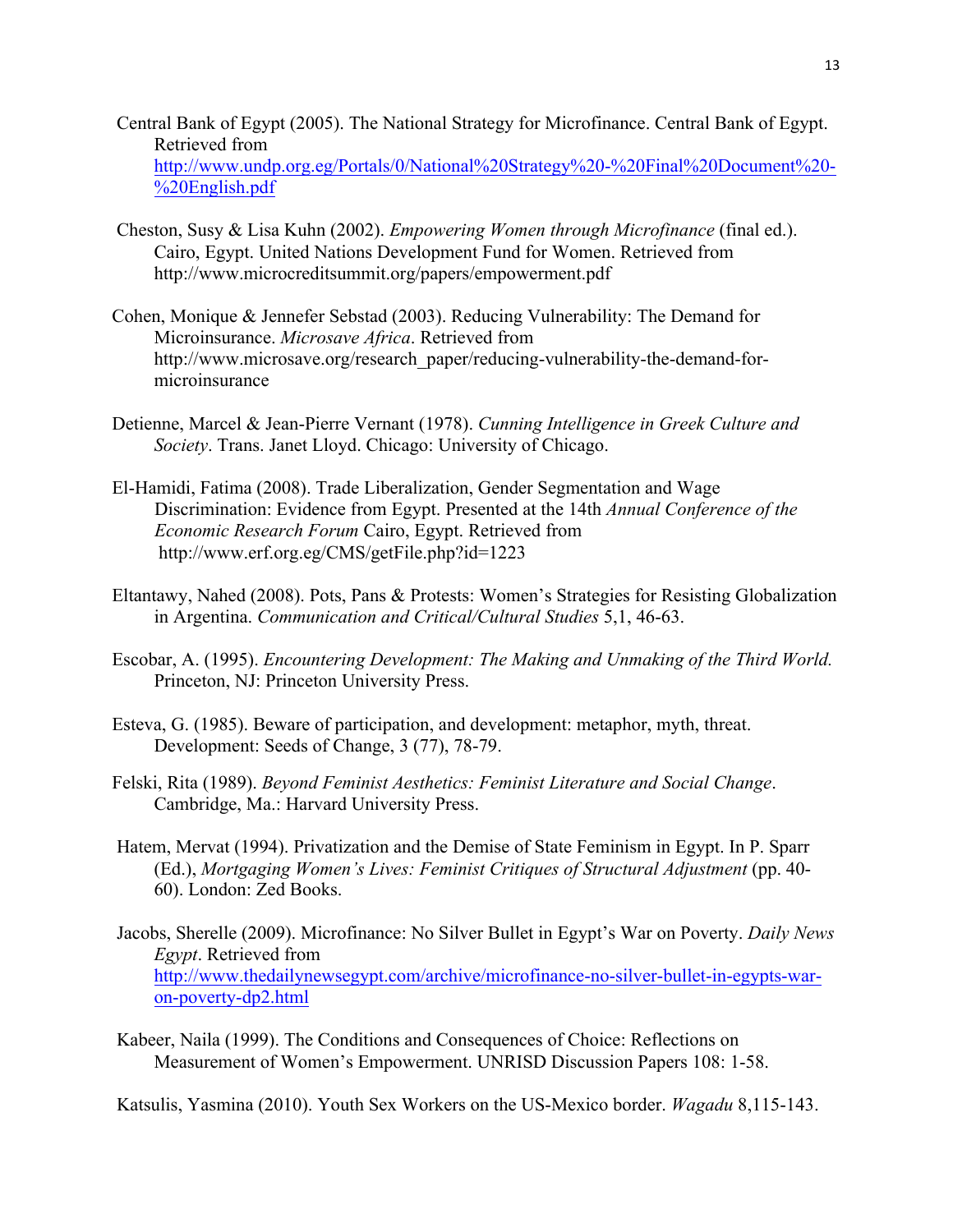Central Bank of Egypt (2005). The National Strategy for Microfinance. Central Bank of Egypt. Retrieved from http://www.undp.org.eg/Portals/0/National%20Strategy%20-%20Final%20Document%20-%20English.pdf

Cheston, Susy & Lisa Kuhn (2002). *Empowering Women through Microfinance* (final ed.). Cairo, Egypt. United Nations Development Fund for Women. Retrieved from http://www.microcreditsummit.org/papers/empowerment.pdf

Cohen, Monique & Jennefer Sebstad (2003). Reducing Vulnerability: The Demand for Microinsurance. *Microsave Africa*. Retrieved from http://www.microsave.org/research_paper/reducing-vulnerability-the-demand-for-microinsurance

Detienne, Marcel & Jean-Pierre Vernant (1978). *Cunning Intelligence in Greek Culture and Society*. Trans. Janet Lloyd. Chicago: University of Chicago.

El-Hamidi, Fatima (2008). Trade Liberalization, Gender Segmentation and Wage Discrimination: Evidence from Egypt. Presented at the 14th *Annual Conference of the Economic Research Forum* Cairo, Egypt. Retrieved from http://www.erf.org.eg/CMS/getFile.php?id=1223

Eltantawy, Nahed (2008). Pots, Pans & Protests: Women's Strategies for Resisting Globalization in Argentina. *Communication and Critical/Cultural Studies* 5,1, 46-63.

Escobar, A. (1995). *Encountering Development: The Making and Unmaking of the Third World.* Princeton, NJ: Princeton University Press.

Esteva, G. (1985). Beware of participation, and development: metaphor, myth, threat. Development: Seeds of Change, 3 (77), 78-79.

Felski, Rita (1989). *Beyond Feminist Aesthetics: Feminist Literature and Social Change*. Cambridge, Ma.: Harvard University Press.

Hatem, Mervat (1994). Privatization and the Demise of State Feminism in Egypt. In P. Sparr (Ed.), *Mortgaging Women's Lives: Feminist Critiques of Structural Adjustment* (pp. 40-60). London: Zed Books.

Jacobs, Sherelle (2009). Microfinance: No Silver Bullet in Egypt's War on Poverty. *Daily News Egypt*. Retrieved from http://www.thedailynewsegypt.com/archive/microfinance-no-silver-bullet-in-egypts-war-on-poverty-dp2.html

Kabeer, Naila (1999). The Conditions and Consequences of Choice: Reflections on Measurement of Women's Empowerment. UNRISD Discussion Papers 108: 1-58.

Katsulis, Yasmina (2010). Youth Sex Workers on the US-Mexico border. *Wagadu* 8,115-143.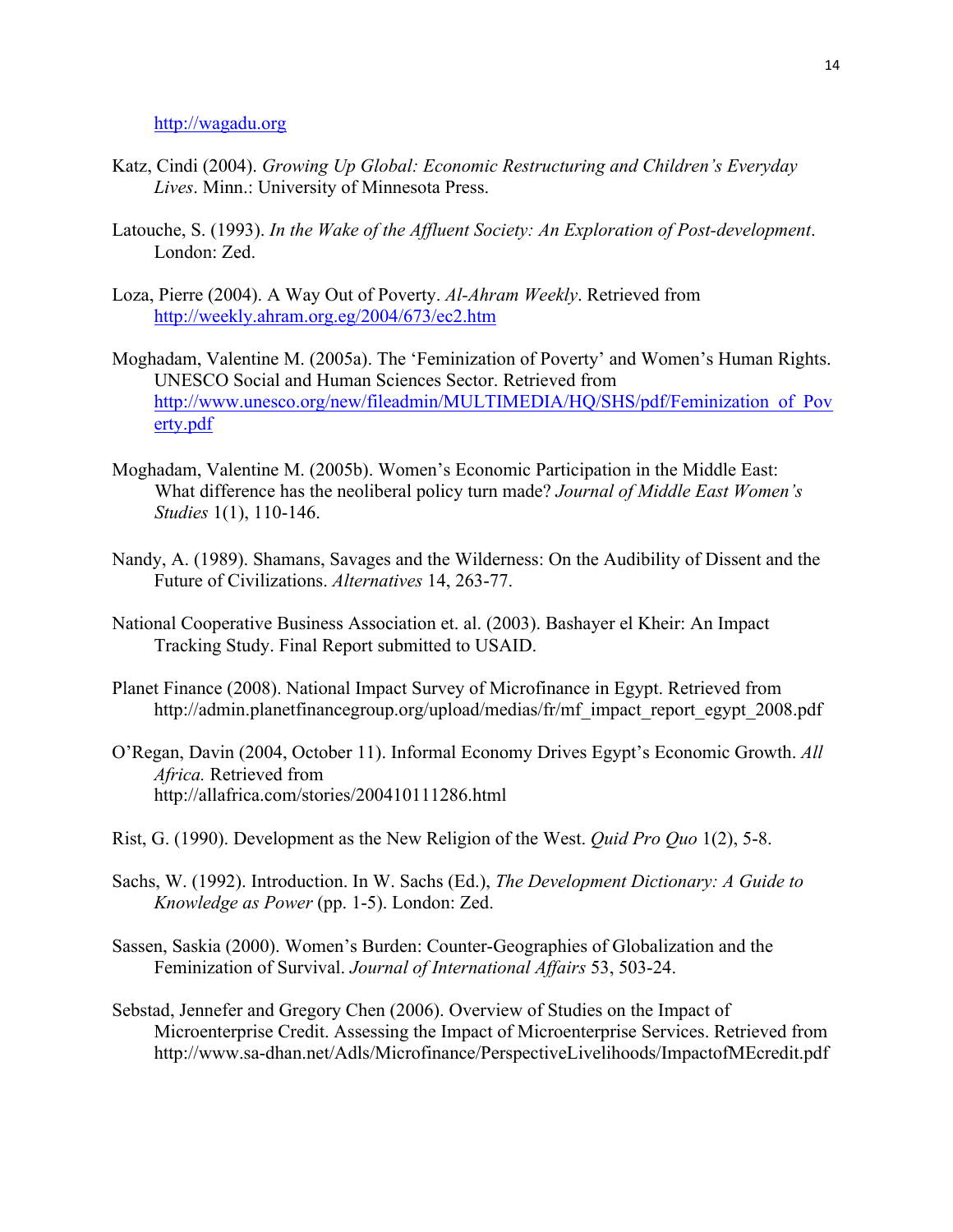http://wagadu.org

Katz, Cindi (2004). *Growing Up Global: Economic Restructuring and Children's Everyday Lives*. Minn.: University of Minnesota Press.

Latouche, S. (1993). *In the Wake of the Affluent Society: An Exploration of Post-development*. London: Zed.

Loza, Pierre (2004). A Way Out of Poverty. *Al-Ahram Weekly*. Retrieved from http://weekly.ahram.org.eg/2004/673/ec2.htm

Moghadam, Valentine M. (2005a). The 'Feminization of Poverty' and Women's Human Rights. UNESCO Social and Human Sciences Sector. Retrieved from http://www.unesco.org/new/fileadmin/MULTIMEDIA/HQ/SHS/pdf/Feminization_of_Poverty.pdf

Moghadam, Valentine M. (2005b). Women's Economic Participation in the Middle East: What difference has the neoliberal policy turn made? *Journal of Middle East Women's Studies* 1(1), 110-146.

Nandy, A. (1989). Shamans, Savages and the Wilderness: On the Audibility of Dissent and the Future of Civilizations. *Alternatives* 14, 263-77.

National Cooperative Business Association et. al. (2003). Bashayer el Kheir: An Impact Tracking Study. Final Report submitted to USAID.

Planet Finance (2008). National Impact Survey of Microfinance in Egypt. Retrieved from http://admin.planetfinancegroup.org/upload/medias/fr/mf_impact_report_egypt_2008.pdf

O'Regan, Davin (2004, October 11). Informal Economy Drives Egypt's Economic Growth. *All Africa.* Retrieved from http://allafrica.com/stories/200410111286.html

Rist, G. (1990). Development as the New Religion of the West. *Quid Pro Quo* 1(2), 5-8.

Sachs, W. (1992). Introduction. In W. Sachs (Ed.), *The Development Dictionary: A Guide to Knowledge as Power* (pp. 1-5). London: Zed.

Sassen, Saskia (2000). Women's Burden: Counter-Geographies of Globalization and the Feminization of Survival. *Journal of International Affairs* 53, 503-24.

Sebstad, Jennefer and Gregory Chen (2006). Overview of Studies on the Impact of Microenterprise Credit. Assessing the Impact of Microenterprise Services. Retrieved from http://www.sa-dhan.net/Adls/Microfinance/PerspectiveLivelihoods/ImpactofMEcredit.pdf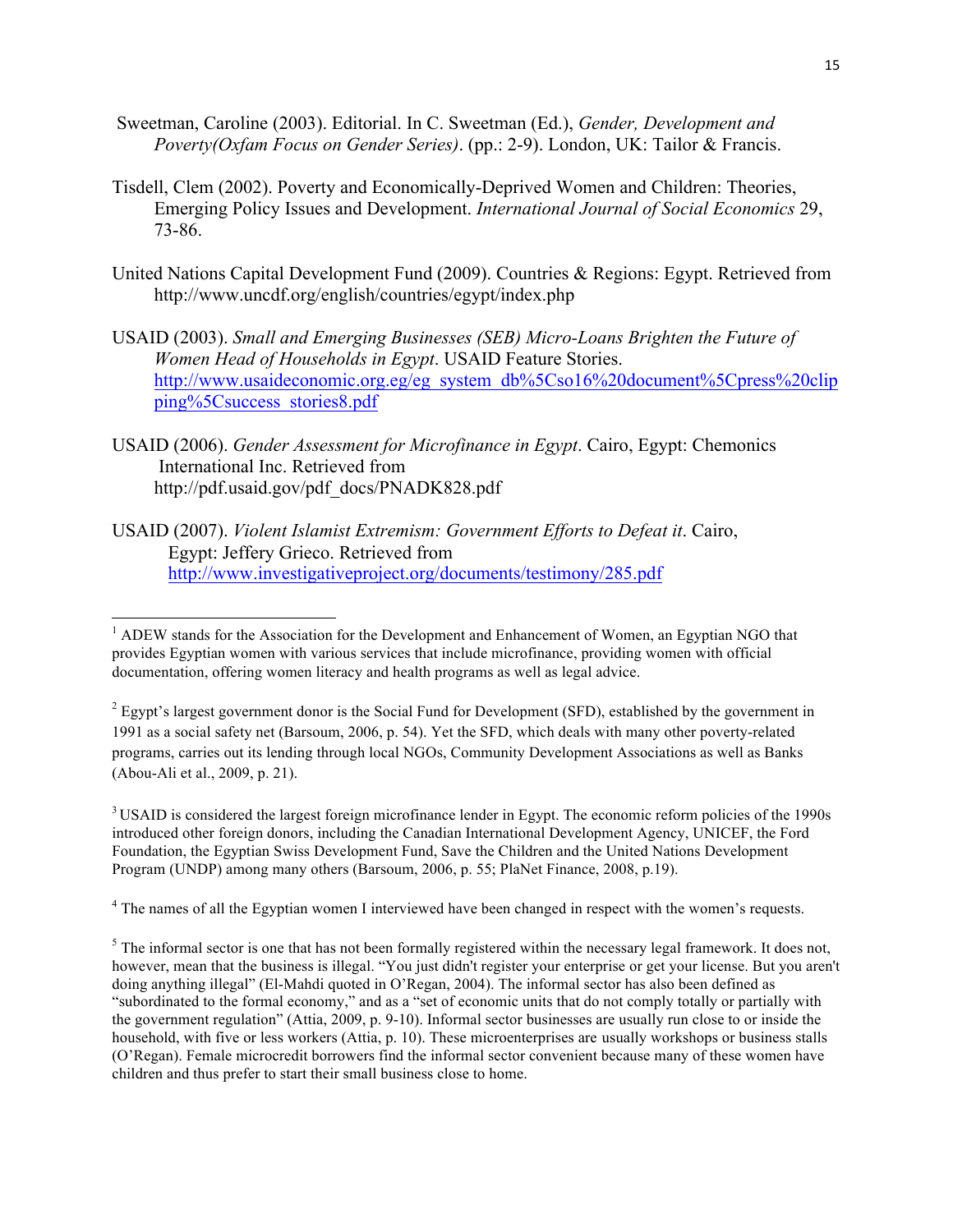Sweetman, Caroline (2003). Editorial. In C. Sweetman (Ed.), *Gender, Development and Poverty(Oxfam Focus on Gender Series)*. (pp.: 2-9). London, UK: Tailor & Francis.

Tisdell, Clem (2002). Poverty and Economically-Deprived Women and Children: Theories, Emerging Policy Issues and Development. *International Journal of Social Economics* 29, 73-86.

United Nations Capital Development Fund (2009). Countries & Regions: Egypt. Retrieved from http://www.uncdf.org/english/countries/egypt/index.php

USAID (2003). *Small and Emerging Businesses (SEB) Micro-Loans Brighten the Future of Women Head of Households in Egypt*. USAID Feature Stories. http://www.usaideconomic.org.eg/eg_system_db%5Cso16%20document%5Cpress%20clipping%5Csuccess_stories8.pdf

USAID (2006). *Gender Assessment for Microfinance in Egypt*. Cairo, Egypt: Chemonics International Inc. Retrieved from http://pdf.usaid.gov/pdf_docs/PNADK828.pdf

USAID (2007). *Violent Islamist Extremism: Government Efforts to Defeat it*. Cairo, Egypt: Jeffery Grieco. Retrieved from http://www.investigativeproject.org/documents/testimony/285.pdf

---

[1] ADEW stands for the Association for the Development and Enhancement of Women, an Egyptian NGO that provides Egyptian women with various services that include microfinance, providing women with official documentation, offering women literacy and health programs as well as legal advice.

[2] Egypt's largest government donor is the Social Fund for Development (SFD), established by the government in 1991 as a social safety net (Barsoum, 2006, p. 54). Yet the SFD, which deals with many other poverty-related programs, carries out its lending through local NGOs, Community Development Associations as well as Banks (Abou-Ali et al., 2009, p. 21).

[3] USAID is considered the largest foreign microfinance lender in Egypt. The economic reform policies of the 1990s introduced other foreign donors, including the Canadian International Development Agency, UNICEF, the Ford Foundation, the Egyptian Swiss Development Fund, Save the Children and the United Nations Development Program (UNDP) among many others (Barsoum, 2006, p. 55; PlaNet Finance, 2008, p.19).

[4] The names of all the Egyptian women I interviewed have been changed in respect with the women's requests.

[5] The informal sector is one that has not been formally registered within the necessary legal framework. It does not, however, mean that the business is illegal. "You just didn't register your enterprise or get your license. But you aren't doing anything illegal" (El-Mahdi quoted in O'Regan, 2004). The informal sector has also been defined as "subordinated to the formal economy," and as a "set of economic units that do not comply totally or partially with the government regulation" (Attia, 2009, p. 9-10). Informal sector businesses are usually run close to or inside the household, with five or less workers (Attia, p. 10). These microenterprises are usually workshops or business stalls (O'Regan). Female microcredit borrowers find the informal sector convenient because many of these women have children and thus prefer to start their small business close to home.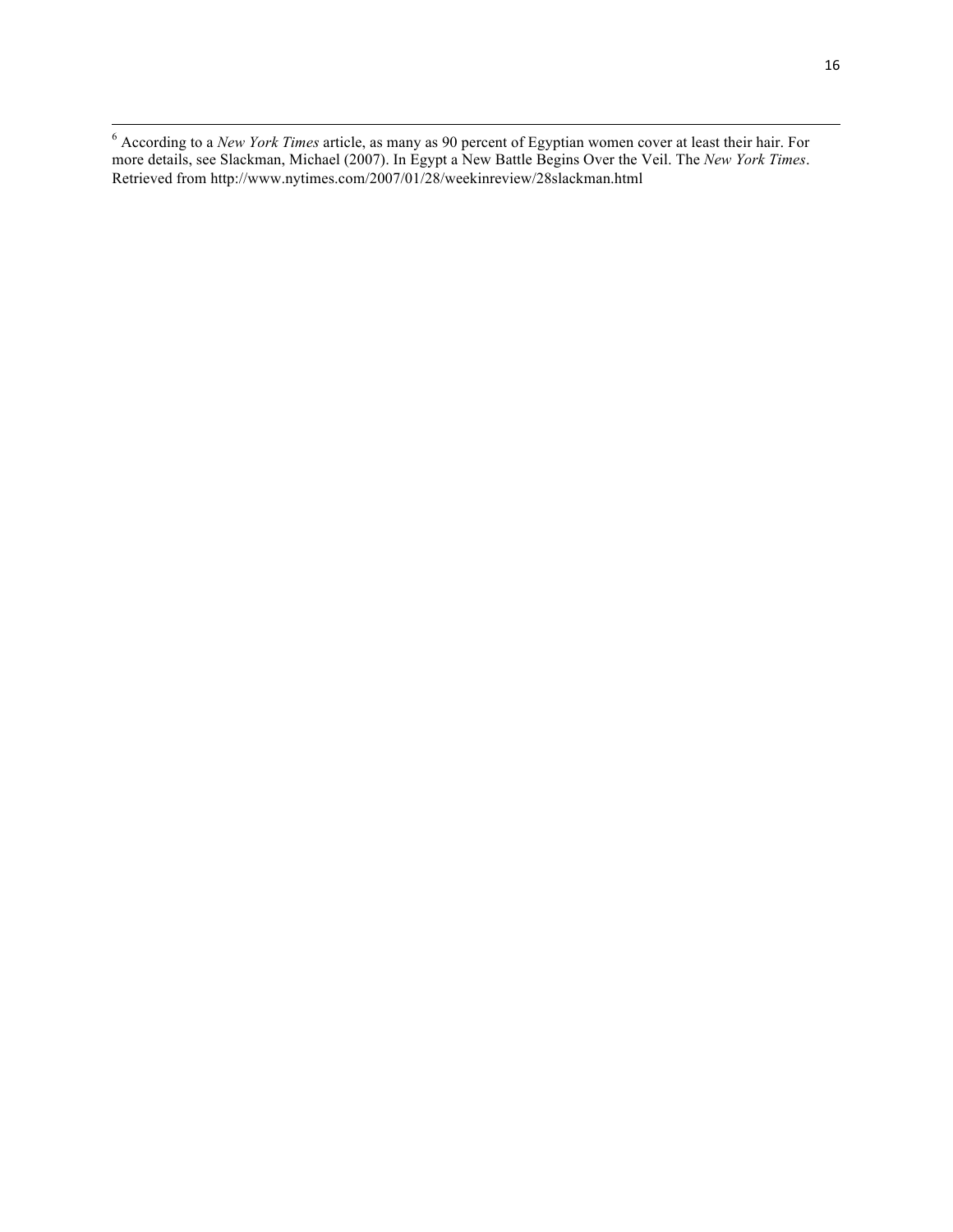[6] According to a *New York Times* article, as many as 90 percent of Egyptian women cover at least their hair. For more details, see Slackman, Michael (2007). In Egypt a New Battle Begins Over the Veil. The *New York Times*. Retrieved from http://www.nytimes.com/2007/01/28/weekinreview/28slackman.html